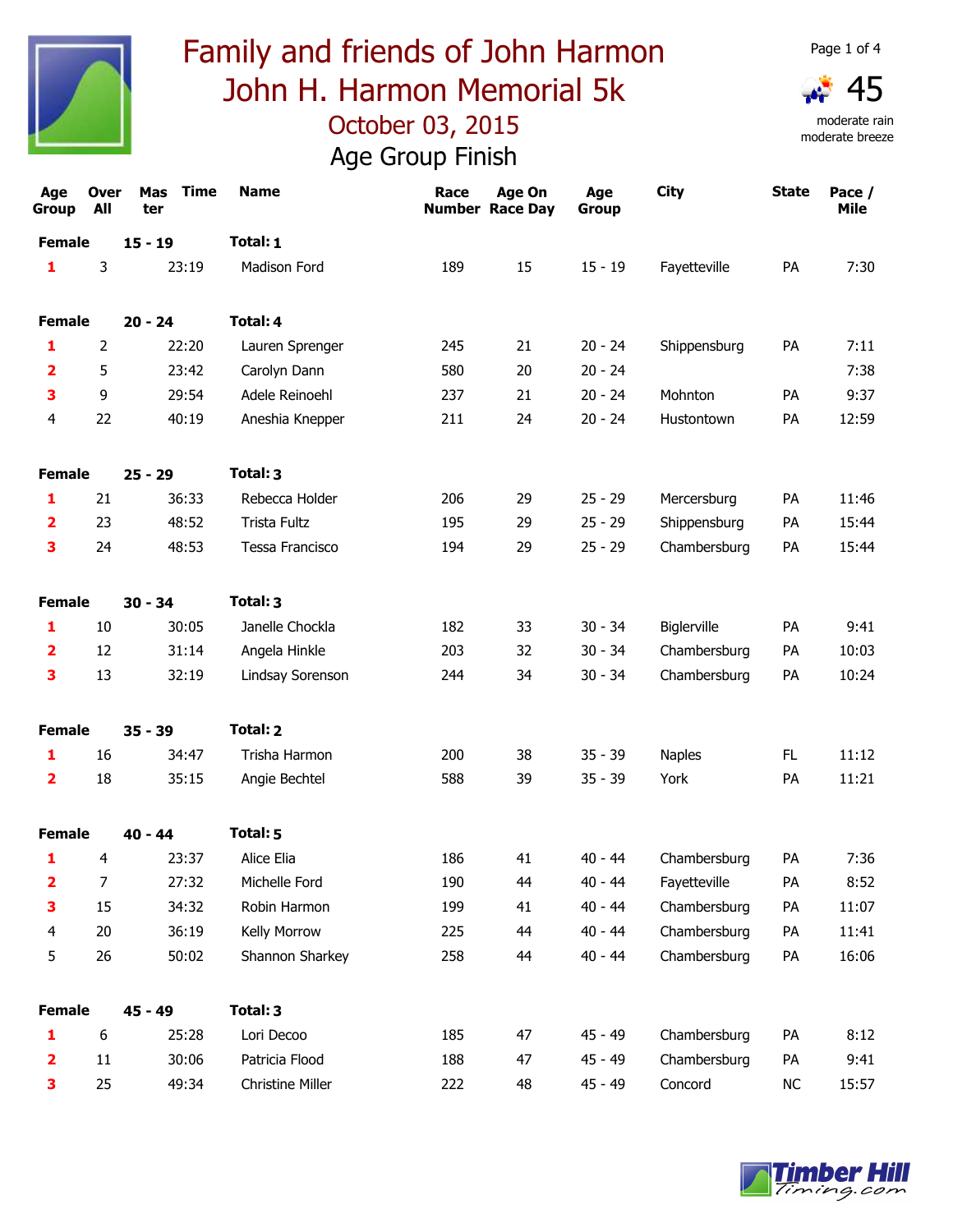# Family and friends of John Harmon
# John H. Harmon Memorial 5k
## October 03, 2015
## Age Group Finish

45
moderate rain
moderate breeze

| Age Group | Over All | Mas ter | Time | Name | Race Number | Age On Race Day | Age Group | City | State | Pace / Mile |
|---|---|---|---|---|---|---|---|---|---|---|
| **Female** | | **15 - 19** | | **Total: 1** | | | | | | |
| 1 | 3 | | 23:19 | Madison Ford | 189 | 15 | 15 - 19 | Fayetteville | PA | 7:30 |
| **Female** | | **20 - 24** | | **Total: 4** | | | | | | |
| 1 | 2 | | 22:20 | Lauren Sprenger | 245 | 21 | 20 - 24 | Shippensburg | PA | 7:11 |
| 2 | 5 | | 23:42 | Carolyn Dann | 580 | 20 | 20 - 24 | | | 7:38 |
| 3 | 9 | | 29:54 | Adele Reinoehl | 237 | 21 | 20 - 24 | Mohnton | PA | 9:37 |
| 4 | 22 | | 40:19 | Aneshia Knepper | 211 | 24 | 20 - 24 | Hustontown | PA | 12:59 |
| **Female** | | **25 - 29** | | **Total: 3** | | | | | | |
| 1 | 21 | | 36:33 | Rebecca Holder | 206 | 29 | 25 - 29 | Mercersburg | PA | 11:46 |
| 2 | 23 | | 48:52 | Trista Fultz | 195 | 29 | 25 - 29 | Shippensburg | PA | 15:44 |
| 3 | 24 | | 48:53 | Tessa Francisco | 194 | 29 | 25 - 29 | Chambersburg | PA | 15:44 |
| **Female** | | **30 - 34** | | **Total: 3** | | | | | | |
| 1 | 10 | | 30:05 | Janelle Chockla | 182 | 33 | 30 - 34 | Biglerville | PA | 9:41 |
| 2 | 12 | | 31:14 | Angela Hinkle | 203 | 32 | 30 - 34 | Chambersburg | PA | 10:03 |
| 3 | 13 | | 32:19 | Lindsay Sorenson | 244 | 34 | 30 - 34 | Chambersburg | PA | 10:24 |
| **Female** | | **35 - 39** | | **Total: 2** | | | | | | |
| 1 | 16 | | 34:47 | Trisha Harmon | 200 | 38 | 35 - 39 | Naples | FL | 11:12 |
| 2 | 18 | | 35:15 | Angie Bechtel | 588 | 39 | 35 - 39 | York | PA | 11:21 |
| **Female** | | **40 - 44** | | **Total: 5** | | | | | | |
| 1 | 4 | | 23:37 | Alice Elia | 186 | 41 | 40 - 44 | Chambersburg | PA | 7:36 |
| 2 | 7 | | 27:32 | Michelle Ford | 190 | 44 | 40 - 44 | Fayetteville | PA | 8:52 |
| 3 | 15 | | 34:32 | Robin Harmon | 199 | 41 | 40 - 44 | Chambersburg | PA | 11:07 |
| 4 | 20 | | 36:19 | Kelly Morrow | 225 | 44 | 40 - 44 | Chambersburg | PA | 11:41 |
| 5 | 26 | | 50:02 | Shannon Sharkey | 258 | 44 | 40 - 44 | Chambersburg | PA | 16:06 |
| **Female** | | **45 - 49** | | **Total: 3** | | | | | | |
| 1 | 6 | | 25:28 | Lori Decoo | 185 | 47 | 45 - 49 | Chambersburg | PA | 8:12 |
| 2 | 11 | | 30:06 | Patricia Flood | 188 | 47 | 45 - 49 | Chambersburg | PA | 9:41 |
| 3 | 25 | | 49:34 | Christine Miller | 222 | 48 | 45 - 49 | Concord | NC | 15:57 |

Timber Hill Timing.com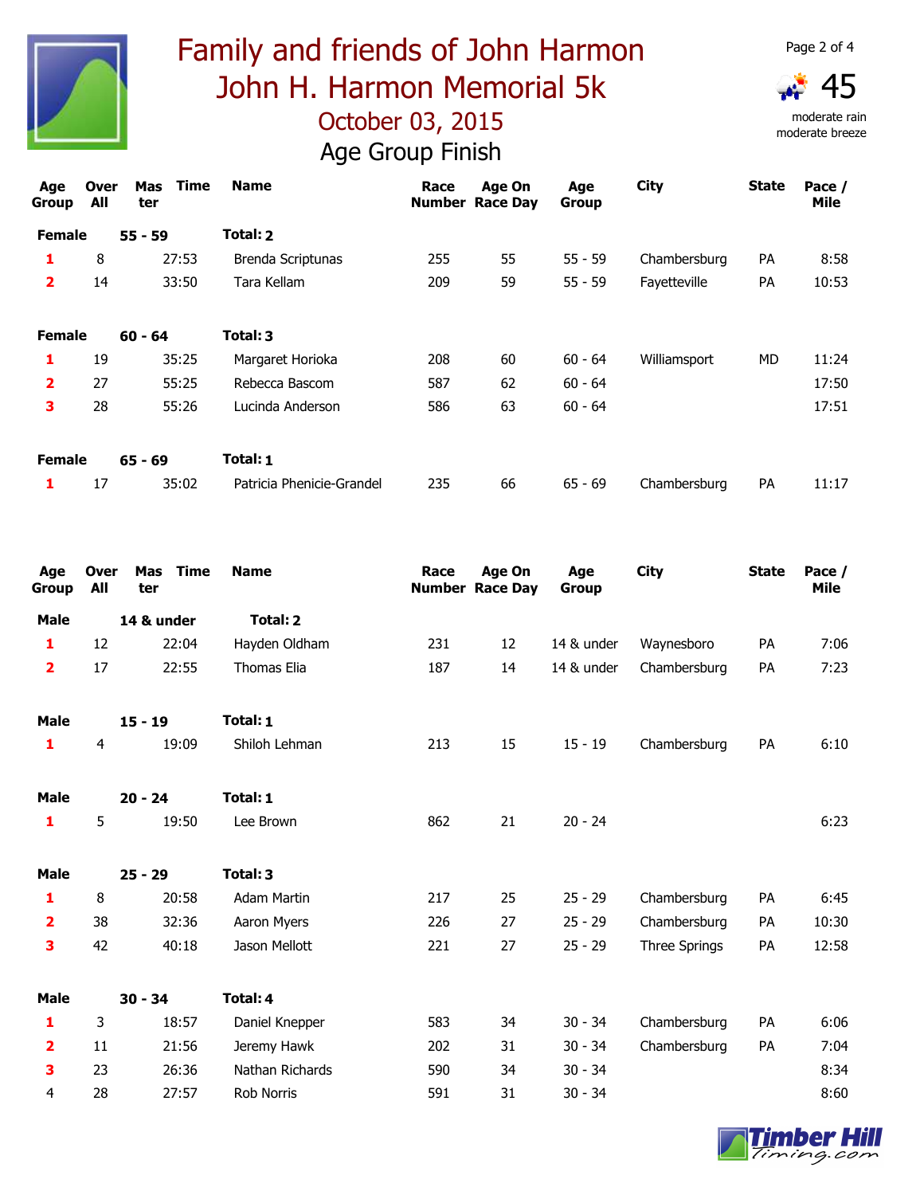# Family and friends of John Harmon
# John H. Harmon Memorial 5k
## October 03, 2015
## Age Group Finish

45 moderate rain moderate breeze

| Age Group | Over All | Mas ter | Time | Name | Race Number | Age On Race Day | Age Group | City | State | Pace / Mile |
|---|---|---|---|---|---|---|---|---|---|---|
| **Female** | | **55 - 59** | | **Total: 2** | | | | | | |
| 1 | 8 | | 27:53 | Brenda Scriptunas | 255 | 55 | 55 - 59 | Chambersburg | PA | 8:58 |
| 2 | 14 | | 33:50 | Tara Kellam | 209 | 59 | 55 - 59 | Fayetteville | PA | 10:53 |
| **Female** | | **60 - 64** | | **Total: 3** | | | | | | |
| 1 | 19 | | 35:25 | Margaret Horioka | 208 | 60 | 60 - 64 | Williamsport | MD | 11:24 |
| 2 | 27 | | 55:25 | Rebecca Bascom | 587 | 62 | 60 - 64 | | | 17:50 |
| 3 | 28 | | 55:26 | Lucinda Anderson | 586 | 63 | 60 - 64 | | | 17:51 |
| **Female** | | **65 - 69** | | **Total: 1** | | | | | | |
| 1 | 17 | | 35:02 | Patricia Phenicie-Grandel | 235 | 66 | 65 - 69 | Chambersburg | PA | 11:17 |

| Age Group | Over All | Mas ter | Time | Name | Race Number | Age On Race Day | Age Group | City | State | Pace / Mile |
|---|---|---|---|---|---|---|---|---|---|---|
| **Male** | | **14 & under** | | **Total: 2** | | | | | | |
| 1 | 12 | | 22:04 | Hayden Oldham | 231 | 12 | 14 & under | Waynesboro | PA | 7:06 |
| 2 | 17 | | 22:55 | Thomas Elia | 187 | 14 | 14 & under | Chambersburg | PA | 7:23 |
| **Male** | | **15 - 19** | | **Total: 1** | | | | | | |
| 1 | 4 | | 19:09 | Shiloh Lehman | 213 | 15 | 15 - 19 | Chambersburg | PA | 6:10 |
| **Male** | | **20 - 24** | | **Total: 1** | | | | | | |
| 1 | 5 | | 19:50 | Lee Brown | 862 | 21 | 20 - 24 | | | 6:23 |
| **Male** | | **25 - 29** | | **Total: 3** | | | | | | |
| 1 | 8 | | 20:58 | Adam Martin | 217 | 25 | 25 - 29 | Chambersburg | PA | 6:45 |
| 2 | 38 | | 32:36 | Aaron Myers | 226 | 27 | 25 - 29 | Chambersburg | PA | 10:30 |
| 3 | 42 | | 40:18 | Jason Mellott | 221 | 27 | 25 - 29 | Three Springs | PA | 12:58 |
| **Male** | | **30 - 34** | | **Total: 4** | | | | | | |
| 1 | 3 | | 18:57 | Daniel Knepper | 583 | 34 | 30 - 34 | Chambersburg | PA | 6:06 |
| 2 | 11 | | 21:56 | Jeremy Hawk | 202 | 31 | 30 - 34 | Chambersburg | PA | 7:04 |
| 3 | 23 | | 26:36 | Nathan Richards | 590 | 34 | 30 - 34 | | | 8:34 |
| 4 | 28 | | 27:57 | Rob Norris | 591 | 31 | 30 - 34 | | | 8:60 |

Timber Hill Timing.com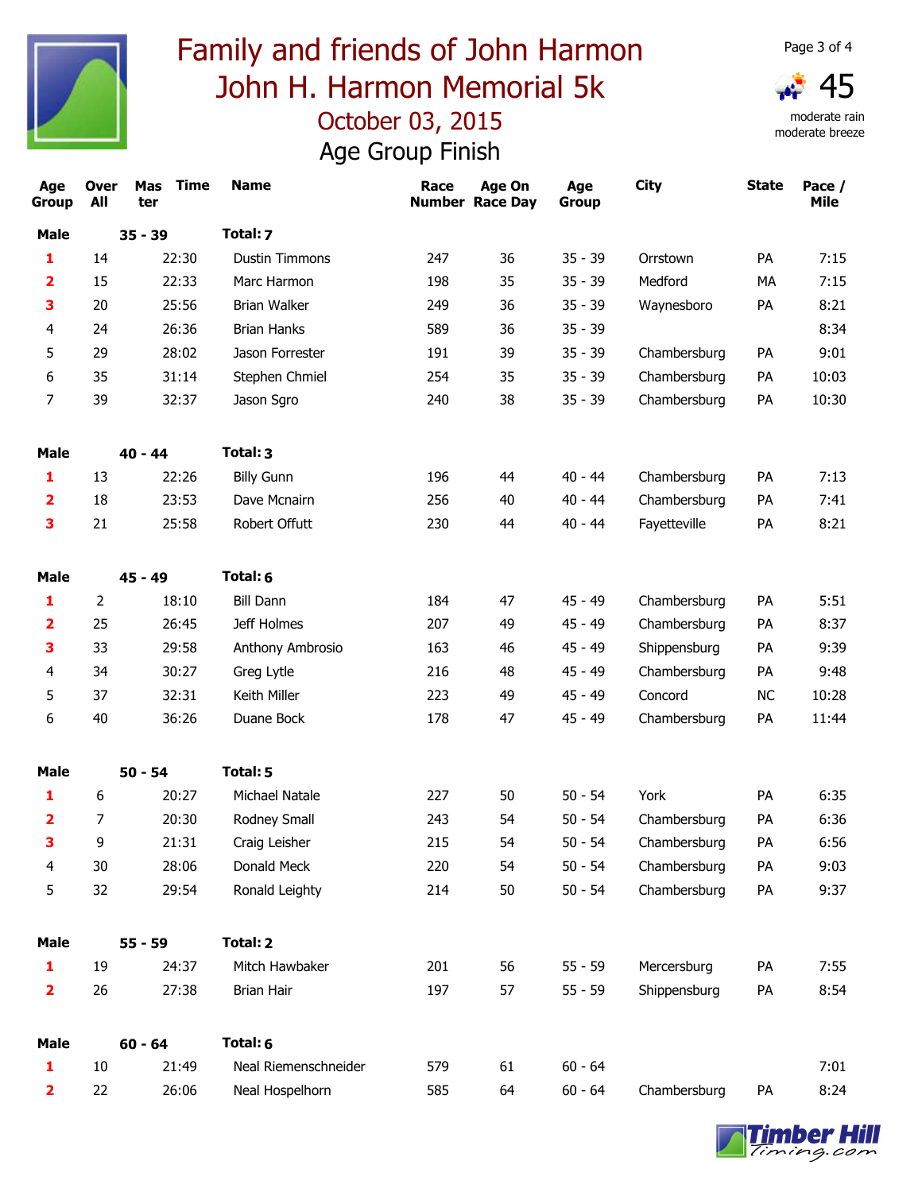# Family and friends of John Harmon
# John H. Harmon Memorial 5k
## October 03, 2015
## Age Group Finish

45 moderate rain moderate breeze

| Age Group | Over All | Mas ter | Time | Name | Race Number | Age On Race Day | Age Group | City | State | Pace / Mile |
|---|---|---|---|---|---|---|---|---|---|---|
| **Male** | | **35 - 39** | | **Total: 7** | | | | | | |
| 1 | 14 | | 22:30 | Dustin Timmons | 247 | 36 | 35 - 39 | Orrstown | PA | 7:15 |
| 2 | 15 | | 22:33 | Marc Harmon | 198 | 35 | 35 - 39 | Medford | MA | 7:15 |
| 3 | 20 | | 25:56 | Brian Walker | 249 | 36 | 35 - 39 | Waynesboro | PA | 8:21 |
| 4 | 24 | | 26:36 | Brian Hanks | 589 | 36 | 35 - 39 | | | 8:34 |
| 5 | 29 | | 28:02 | Jason Forrester | 191 | 39 | 35 - 39 | Chambersburg | PA | 9:01 |
| 6 | 35 | | 31:14 | Stephen Chmiel | 254 | 35 | 35 - 39 | Chambersburg | PA | 10:03 |
| 7 | 39 | | 32:37 | Jason Sgro | 240 | 38 | 35 - 39 | Chambersburg | PA | 10:30 |
| **Male** | | **40 - 44** | | **Total: 3** | | | | | | |
| 1 | 13 | | 22:26 | Billy Gunn | 196 | 44 | 40 - 44 | Chambersburg | PA | 7:13 |
| 2 | 18 | | 23:53 | Dave Mcnairn | 256 | 40 | 40 - 44 | Chambersburg | PA | 7:41 |
| 3 | 21 | | 25:58 | Robert Offutt | 230 | 44 | 40 - 44 | Fayetteville | PA | 8:21 |
| **Male** | | **45 - 49** | | **Total: 6** | | | | | | |
| 1 | 2 | | 18:10 | Bill Dann | 184 | 47 | 45 - 49 | Chambersburg | PA | 5:51 |
| 2 | 25 | | 26:45 | Jeff Holmes | 207 | 49 | 45 - 49 | Chambersburg | PA | 8:37 |
| 3 | 33 | | 29:58 | Anthony Ambrosio | 163 | 46 | 45 - 49 | Shippensburg | PA | 9:39 |
| 4 | 34 | | 30:27 | Greg Lytle | 216 | 48 | 45 - 49 | Chambersburg | PA | 9:48 |
| 5 | 37 | | 32:31 | Keith Miller | 223 | 49 | 45 - 49 | Concord | NC | 10:28 |
| 6 | 40 | | 36:26 | Duane Bock | 178 | 47 | 45 - 49 | Chambersburg | PA | 11:44 |
| **Male** | | **50 - 54** | | **Total: 5** | | | | | | |
| 1 | 6 | | 20:27 | Michael Natale | 227 | 50 | 50 - 54 | York | PA | 6:35 |
| 2 | 7 | | 20:30 | Rodney Small | 243 | 54 | 50 - 54 | Chambersburg | PA | 6:36 |
| 3 | 9 | | 21:31 | Craig Leisher | 215 | 54 | 50 - 54 | Chambersburg | PA | 6:56 |
| 4 | 30 | | 28:06 | Donald Meck | 220 | 54 | 50 - 54 | Chambersburg | PA | 9:03 |
| 5 | 32 | | 29:54 | Ronald Leighty | 214 | 50 | 50 - 54 | Chambersburg | PA | 9:37 |
| **Male** | | **55 - 59** | | **Total: 2** | | | | | | |
| 1 | 19 | | 24:37 | Mitch Hawbaker | 201 | 56 | 55 - 59 | Mercersburg | PA | 7:55 |
| 2 | 26 | | 27:38 | Brian Hair | 197 | 57 | 55 - 59 | Shippensburg | PA | 8:54 |
| **Male** | | **60 - 64** | | **Total: 6** | | | | | | |
| 1 | 10 | | 21:49 | Neal Riemenschneider | 579 | 61 | 60 - 64 | | | 7:01 |
| 2 | 22 | | 26:06 | Neal Hospelhorn | 585 | 64 | 60 - 64 | Chambersburg | PA | 8:24 |

Timber Hill Timing.com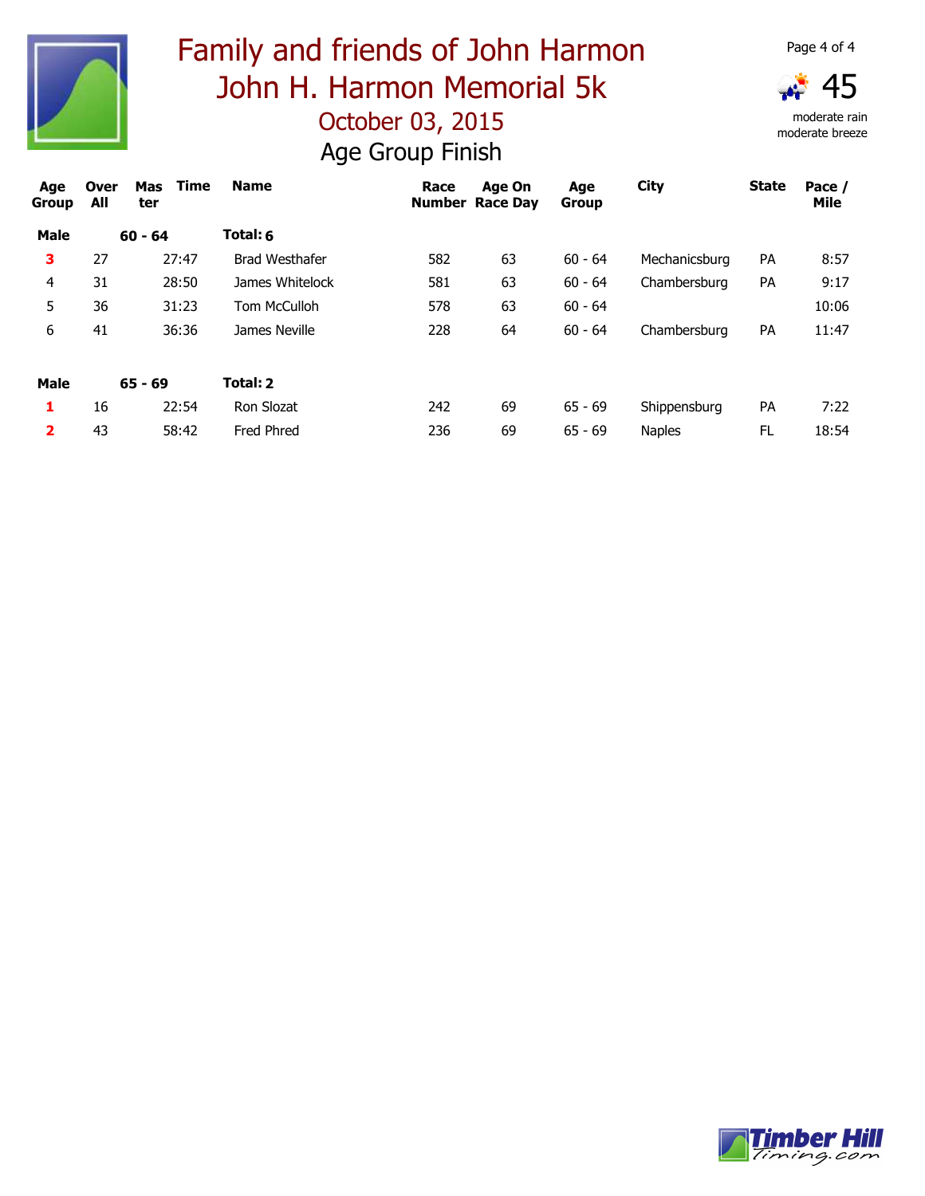# Family and friends of John Harmon
# John H. Harmon Memorial 5k
## October 03, 2015
## Age Group Finish

45
moderate rain
moderate breeze

| Age Group | Over All | Mas ter | Time | Name | Race Number | Age On Race Day | Age Group | City | State | Pace / Mile |
|---|---|---|---|---|---|---|---|---|---|---|
| **Male** | | **60 - 64** | | **Total: 6** | | | | | | |
| 3 | 27 | | 27:47 | Brad Westhafer | 582 | 63 | 60 - 64 | Mechanicsburg | PA | 8:57 |
| 4 | 31 | | 28:50 | James Whitelock | 581 | 63 | 60 - 64 | Chambersburg | PA | 9:17 |
| 5 | 36 | | 31:23 | Tom McCulloh | 578 | 63 | 60 - 64 | | | 10:06 |
| 6 | 41 | | 36:36 | James Neville | 228 | 64 | 60 - 64 | Chambersburg | PA | 11:47 |
| **Male** | | **65 - 69** | | **Total: 2** | | | | | | |
| 1 | 16 | | 22:54 | Ron Slozat | 242 | 69 | 65 - 69 | Shippensburg | PA | 7:22 |
| 2 | 43 | | 58:42 | Fred Phred | 236 | 69 | 65 - 69 | Naples | FL | 18:54 |

Timber Hill Timing.com